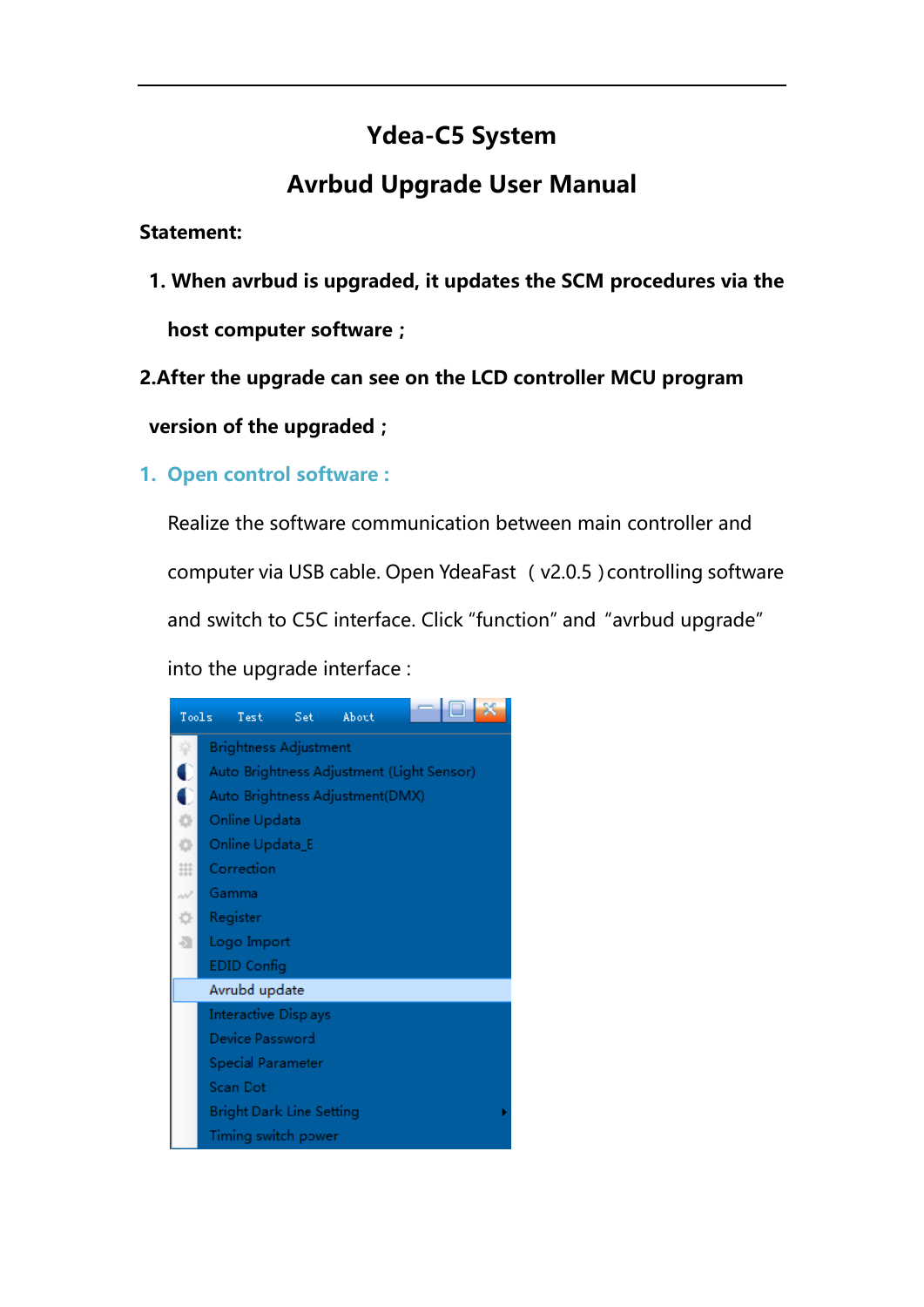# Ydea-C5 System

# Avrbud Upgrade User Manual

**Statement:**

**1. When avrbud is upgraded, it updates the SCM procedures via the host computer software ;**

**2.After the upgrade can see on the LCD controller MCU program version of the upgraded ;**

## 1. Open control software :

Realize the software communication between main controller and computer via USB cable. Open YdeaFast （v2.0.5 ）controlling software and switch to C5C interface. Click “function” and “avrbud upgrade” into the upgrade interface :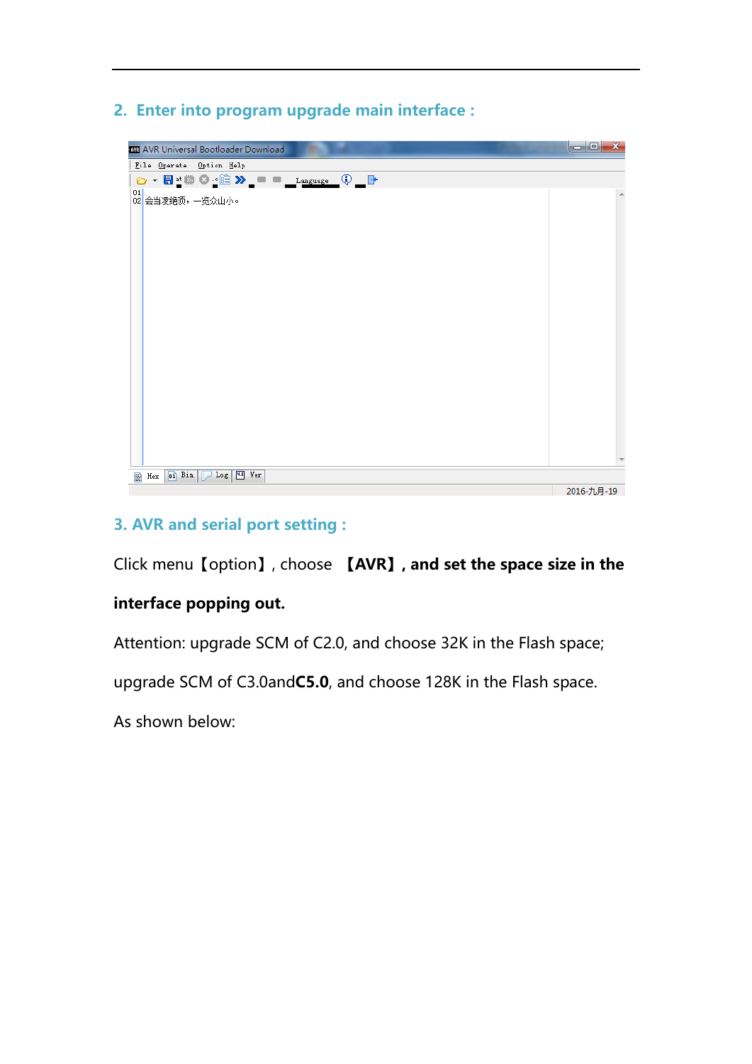## 2. Enter into program upgrade main interface :

## 3. AVR and serial port setting :

Click menu【option】, choose 【AVR】, **and set the space size in the interface popping out.**

Attention: upgrade SCM of C2.0, and choose 32K in the Flash space; upgrade SCM of C3.0and**C5.0**, and choose 128K in the Flash space.

As shown below: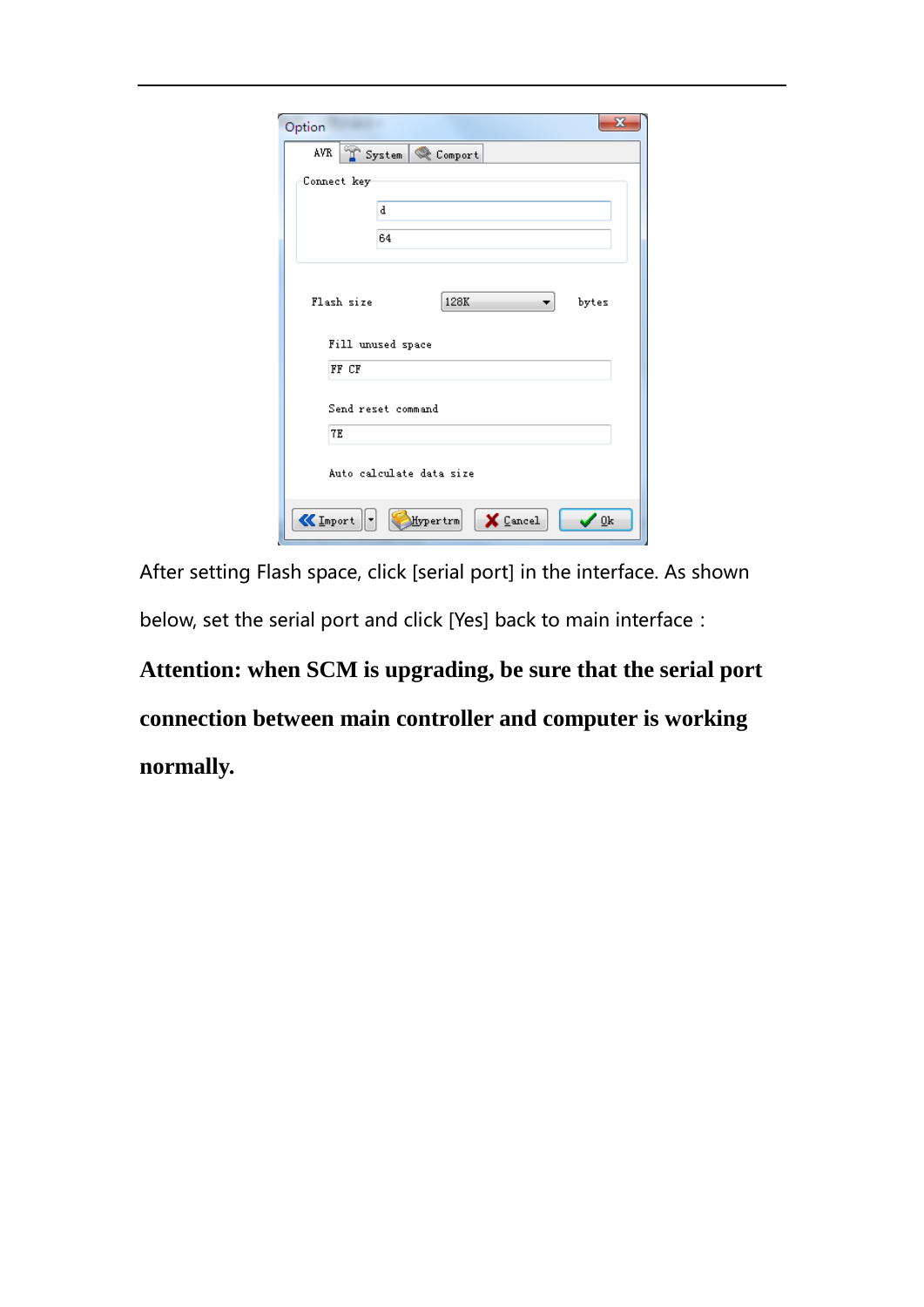After setting Flash space, click [serial port] in the interface. As shown below, set the serial port and click [Yes] back to main interface :

**Attention: when SCM is upgrading, be sure that the serial port connection between main controller and computer is working normally.**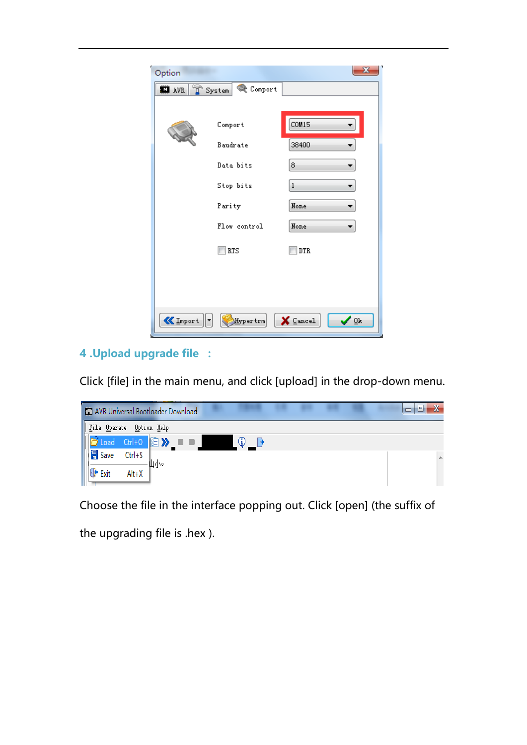## 4 .Upload upgrade file ：

Click [file] in the main menu, and click [upload] in the drop-down menu.

Choose the file in the interface popping out. Click [open] (the suffix of the upgrading file is .hex ).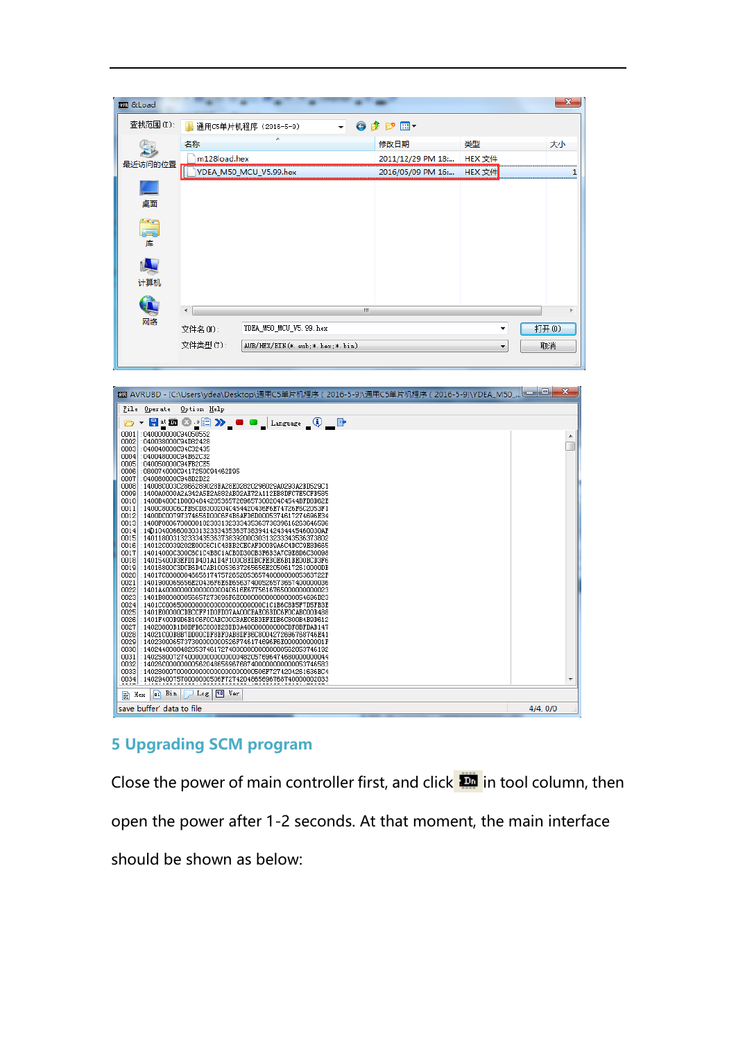## 5 Upgrading SCM program

Close the power of main controller first, and click in tool column, then open the power after 1-2 seconds. At that moment, the main interface should be shown as below: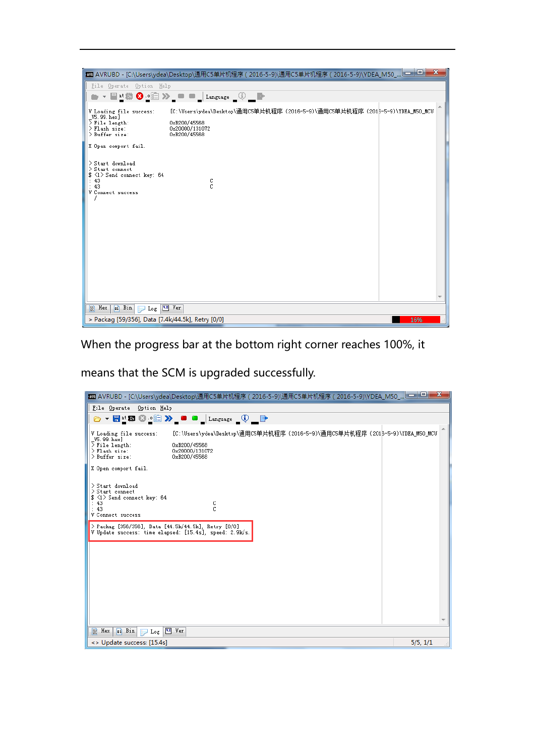When the progress bar at the bottom right corner reaches 100%, it means that the SCM is upgraded successfully.